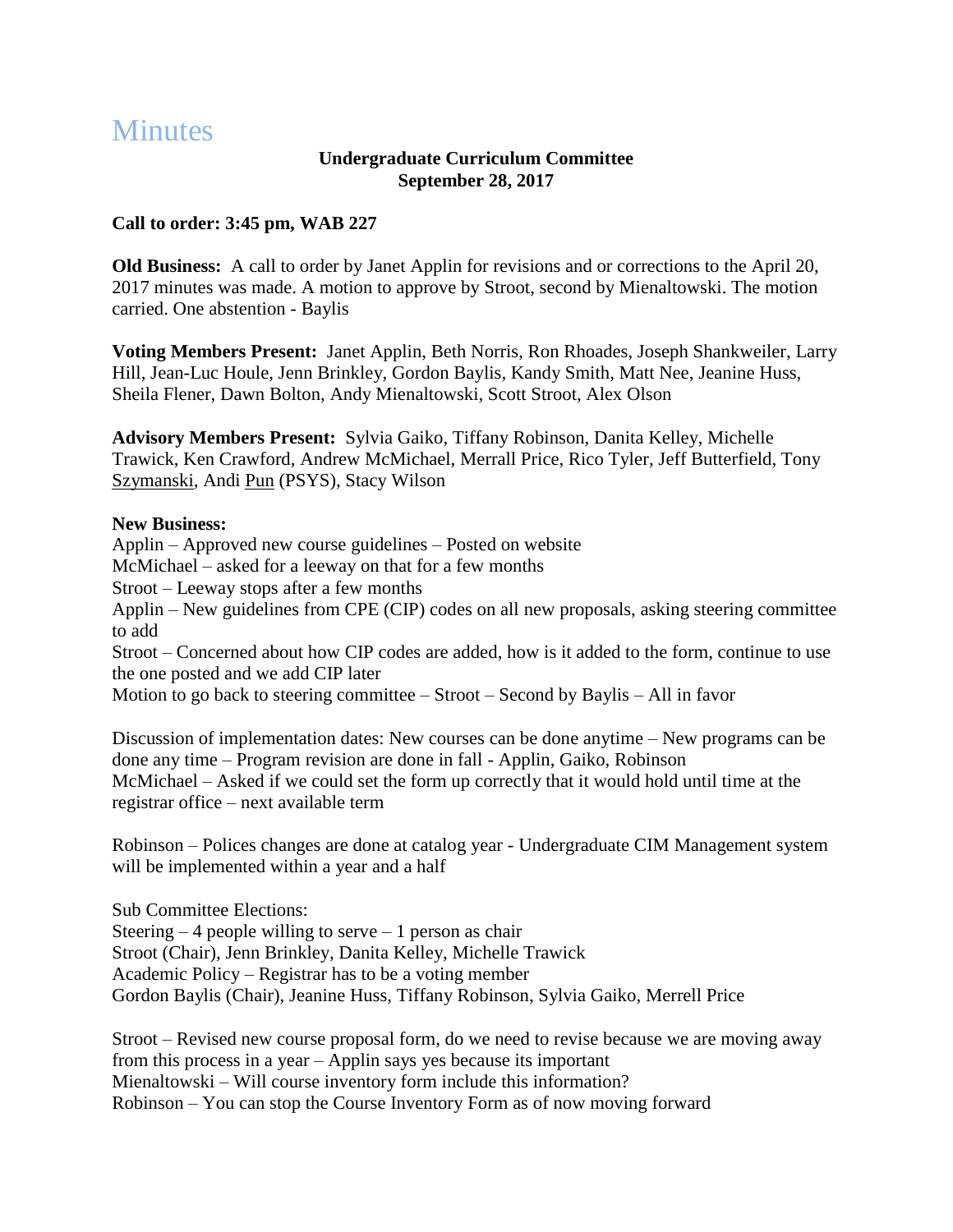# Minutes

**Undergraduate Curriculum Committee**
**September 28, 2017**

**Call to order: 3:45 pm, WAB 227**

**Old Business:** A call to order by Janet Applin for revisions and or corrections to the April 20, 2017 minutes was made. A motion to approve by Stroot, second by Mienaltowski. The motion carried. One abstention - Baylis

**Voting Members Present:** Janet Applin, Beth Norris, Ron Rhoades, Joseph Shankweiler, Larry Hill, Jean-Luc Houle, Jenn Brinkley, Gordon Baylis, Kandy Smith, Matt Nee, Jeanine Huss, Sheila Flener, Dawn Bolton, Andy Mienaltowski, Scott Stroot, Alex Olson

**Advisory Members Present:** Sylvia Gaiko, Tiffany Robinson, Danita Kelley, Michelle Trawick, Ken Crawford, Andrew McMichael, Merrall Price, Rico Tyler, Jeff Butterfield, Tony Szymanski, Andi Pun (PSYS), Stacy Wilson

**New Business:**
Applin – Approved new course guidelines – Posted on website
McMichael – asked for a leeway on that for a few months
Stroot – Leeway stops after a few months
Applin – New guidelines from CPE (CIP) codes on all new proposals, asking steering committee to add
Stroot – Concerned about how CIP codes are added, how is it added to the form, continue to use the one posted and we add CIP later
Motion to go back to steering committee – Stroot – Second by Baylis – All in favor

Discussion of implementation dates: New courses can be done anytime – New programs can be done any time – Program revision are done in fall - Applin, Gaiko, Robinson
McMichael – Asked if we could set the form up correctly that it would hold until time at the registrar office – next available term

Robinson – Polices changes are done at catalog year - Undergraduate CIM Management system will be implemented within a year and a half

Sub Committee Elections:
Steering – 4 people willing to serve – 1 person as chair
Stroot (Chair), Jenn Brinkley, Danita Kelley, Michelle Trawick
Academic Policy – Registrar has to be a voting member
Gordon Baylis (Chair), Jeanine Huss, Tiffany Robinson, Sylvia Gaiko, Merrell Price

Stroot – Revised new course proposal form, do we need to revise because we are moving away from this process in a year – Applin says yes because its important
Mienaltowski – Will course inventory form include this information?
Robinson – You can stop the Course Inventory Form as of now moving forward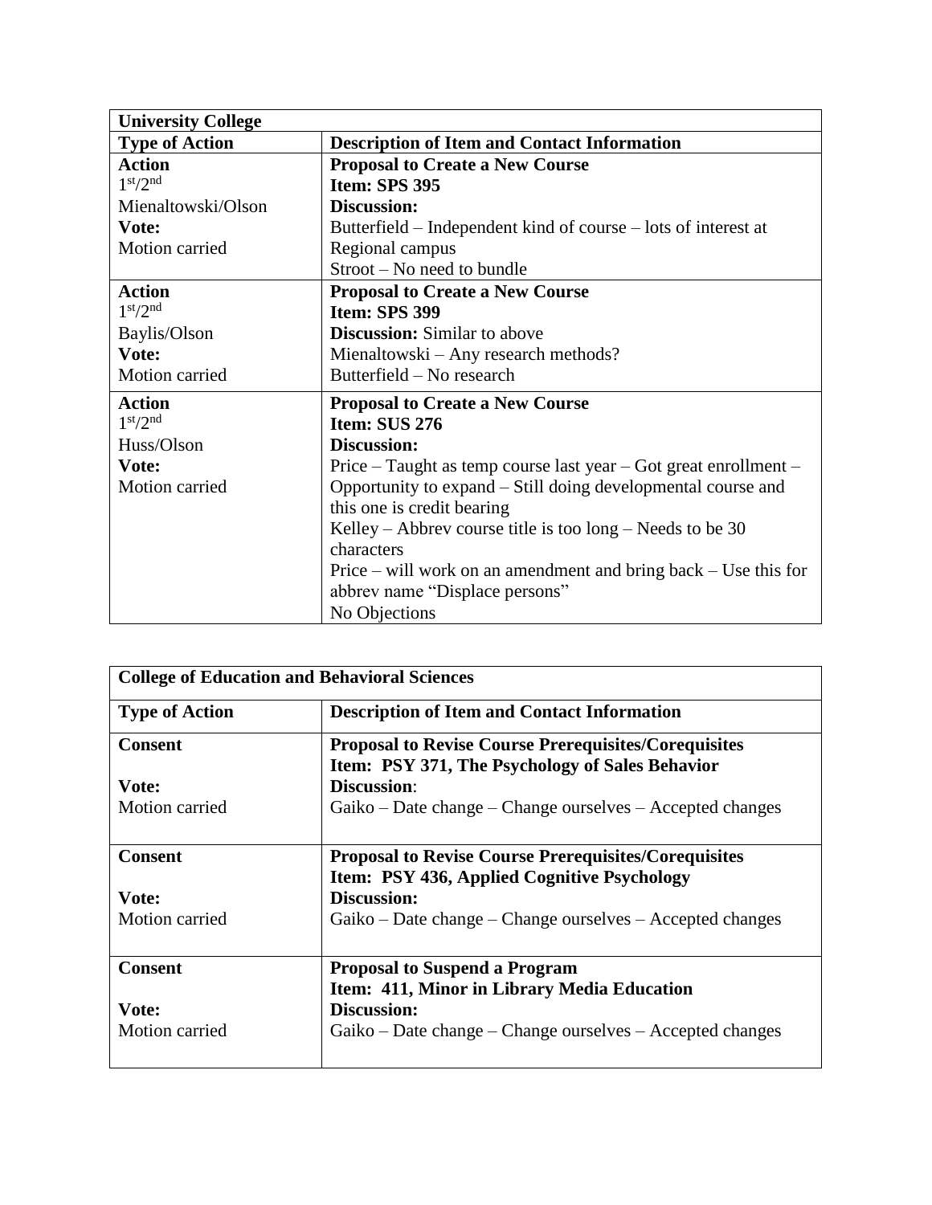| University College | |
|---|---|
| **Type of Action** | **Description of Item and Contact Information** |
| **Action**<br>1st/2nd<br>Mienaltowski/Olson<br>**Vote:**<br>Motion carried | **Proposal to Create a New Course**<br>**Item: SPS 395**<br>**Discussion:**<br>Butterfield – Independent kind of course – lots of interest at Regional campus<br>Stroot – No need to bundle |
| **Action**<br>1st/2nd<br>Baylis/Olson<br>**Vote:**<br>Motion carried | **Proposal to Create a New Course**<br>**Item: SPS 399**<br>**Discussion:** Similar to above<br>Mienaltowski – Any research methods?<br>Butterfield – No research |
| **Action**<br>1st/2nd<br>Huss/Olson<br>**Vote:**<br>Motion carried | **Proposal to Create a New Course**<br>**Item: SUS 276**<br>**Discussion:**<br>Price – Taught as temp course last year – Got great enrollment – Opportunity to expand – Still doing developmental course and this one is credit bearing<br>Kelley – Abbrev course title is too long – Needs to be 30 characters<br>Price – will work on an amendment and bring back – Use this for abbrev name "Displace persons"<br>No Objections |

| College of Education and Behavioral Sciences | |
|---|---|
| **Type of Action** | **Description of Item and Contact Information** |
| **Consent**<br><br>**Vote:**<br>Motion carried | **Proposal to Revise Course Prerequisites/Corequisites**<br>**Item: PSY 371, The Psychology of Sales Behavior**<br>**Discussion**:<br>Gaiko – Date change – Change ourselves – Accepted changes |
| **Consent**<br><br>**Vote:**<br>Motion carried | **Proposal to Revise Course Prerequisites/Corequisites**<br>**Item: PSY 436, Applied Cognitive Psychology**<br>**Discussion:**<br>Gaiko – Date change – Change ourselves – Accepted changes |
| **Consent**<br><br>**Vote:**<br>Motion carried | **Proposal to Suspend a Program**<br>**Item: 411, Minor in Library Media Education**<br>**Discussion:**<br>Gaiko – Date change – Change ourselves – Accepted changes |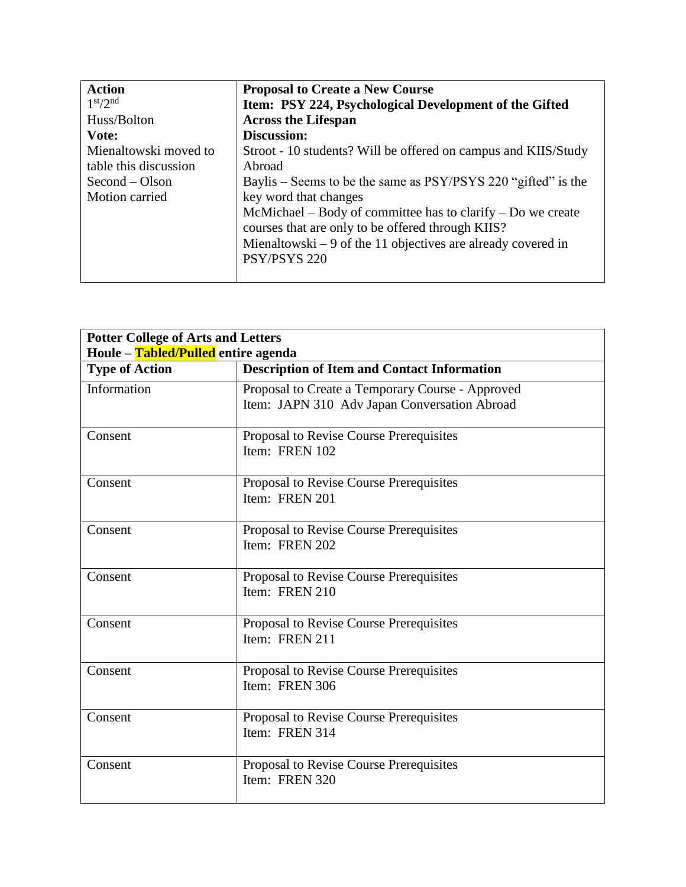| **Action**<br>1st/2nd<br>Huss/Bolton<br>**Vote:**<br>Mienaltowski moved to table this discussion<br>Second – Olson<br>Motion carried | **Proposal to Create a New Course**<br>**Item: PSY 224, Psychological Development of the Gifted Across the Lifespan**<br>**Discussion:**<br>Stroot - 10 students? Will be offered on campus and KIIS/Study Abroad<br>Baylis – Seems to be the same as PSY/PSYS 220 "gifted" is the key word that changes<br>McMichael – Body of committee has to clarify – Do we create courses that are only to be offered through KIIS?<br>Mienaltowski – 9 of the 11 objectives are already covered in PSY/PSYS 220 |
|---|---|

| **Potter College of Arts and Letters**<br>**Houle – Tabled/Pulled entire agenda** | |
|---|---|
| **Type of Action** | **Description of Item and Contact Information** |
| Information | Proposal to Create a Temporary Course - Approved<br>Item: JAPN 310 Adv Japan Conversation Abroad |
| Consent | Proposal to Revise Course Prerequisites<br>Item: FREN 102 |
| Consent | Proposal to Revise Course Prerequisites<br>Item: FREN 201 |
| Consent | Proposal to Revise Course Prerequisites<br>Item: FREN 202 |
| Consent | Proposal to Revise Course Prerequisites<br>Item: FREN 210 |
| Consent | Proposal to Revise Course Prerequisites<br>Item: FREN 211 |
| Consent | Proposal to Revise Course Prerequisites<br>Item: FREN 306 |
| Consent | Proposal to Revise Course Prerequisites<br>Item: FREN 314 |
| Consent | Proposal to Revise Course Prerequisites<br>Item: FREN 320 |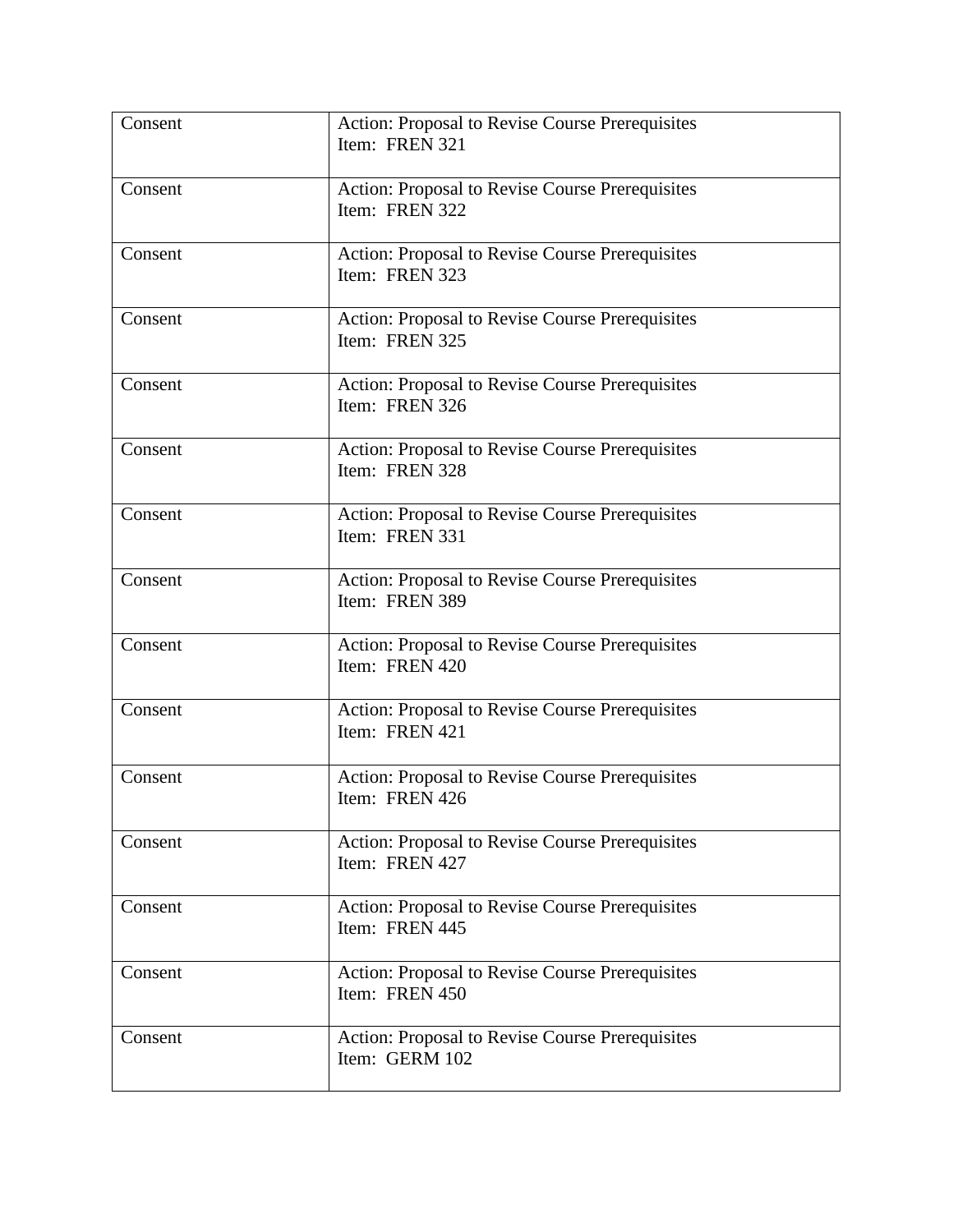| Consent | Action: Proposal to Revise Course Prerequisites<br>Item: FREN 321 |
|---|---|
| Consent | Action: Proposal to Revise Course Prerequisites<br>Item: FREN 322 |
| Consent | Action: Proposal to Revise Course Prerequisites<br>Item: FREN 323 |
| Consent | Action: Proposal to Revise Course Prerequisites<br>Item: FREN 325 |
| Consent | Action: Proposal to Revise Course Prerequisites<br>Item: FREN 326 |
| Consent | Action: Proposal to Revise Course Prerequisites<br>Item: FREN 328 |
| Consent | Action: Proposal to Revise Course Prerequisites<br>Item: FREN 331 |
| Consent | Action: Proposal to Revise Course Prerequisites<br>Item: FREN 389 |
| Consent | Action: Proposal to Revise Course Prerequisites<br>Item: FREN 420 |
| Consent | Action: Proposal to Revise Course Prerequisites<br>Item: FREN 421 |
| Consent | Action: Proposal to Revise Course Prerequisites<br>Item: FREN 426 |
| Consent | Action: Proposal to Revise Course Prerequisites<br>Item: FREN 427 |
| Consent | Action: Proposal to Revise Course Prerequisites<br>Item: FREN 445 |
| Consent | Action: Proposal to Revise Course Prerequisites<br>Item: FREN 450 |
| Consent | Action: Proposal to Revise Course Prerequisites<br>Item: GERM 102 |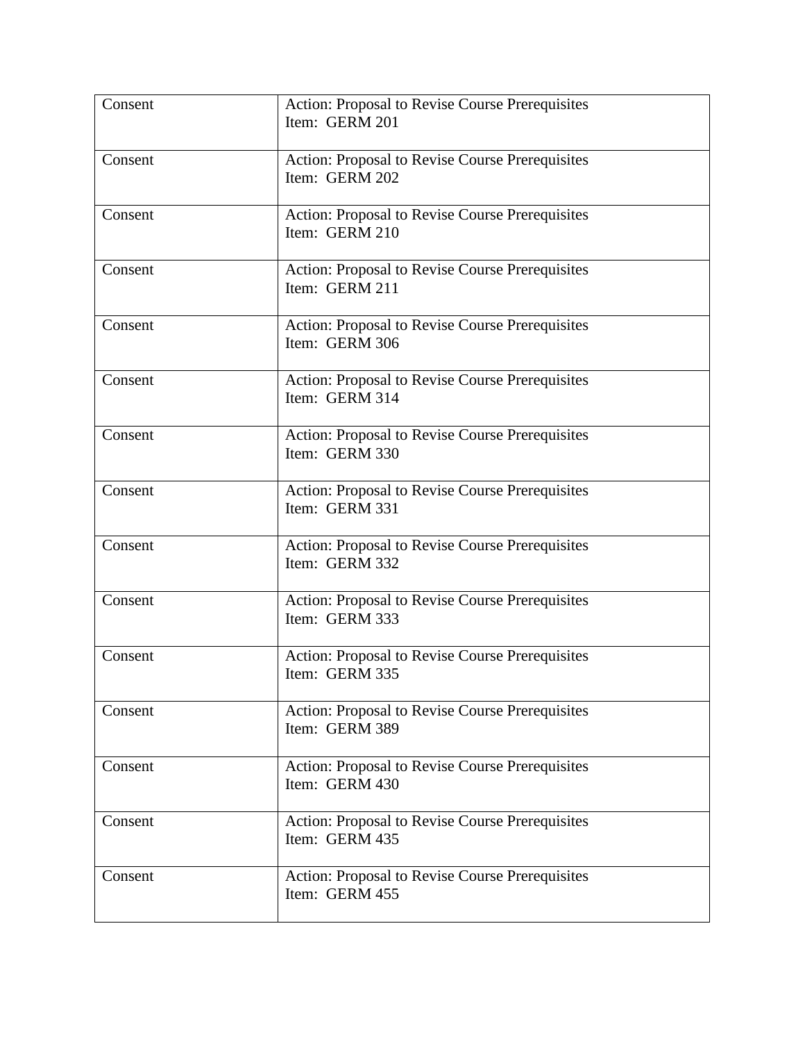| Consent | Action: Proposal to Revise Course Prerequisites<br>Item: GERM 201 |
| --- | --- |
| Consent | Action: Proposal to Revise Course Prerequisites<br>Item: GERM 202 |
| Consent | Action: Proposal to Revise Course Prerequisites<br>Item: GERM 210 |
| Consent | Action: Proposal to Revise Course Prerequisites<br>Item: GERM 211 |
| Consent | Action: Proposal to Revise Course Prerequisites<br>Item: GERM 306 |
| Consent | Action: Proposal to Revise Course Prerequisites<br>Item: GERM 314 |
| Consent | Action: Proposal to Revise Course Prerequisites<br>Item: GERM 330 |
| Consent | Action: Proposal to Revise Course Prerequisites<br>Item: GERM 331 |
| Consent | Action: Proposal to Revise Course Prerequisites<br>Item: GERM 332 |
| Consent | Action: Proposal to Revise Course Prerequisites<br>Item: GERM 333 |
| Consent | Action: Proposal to Revise Course Prerequisites<br>Item: GERM 335 |
| Consent | Action: Proposal to Revise Course Prerequisites<br>Item: GERM 389 |
| Consent | Action: Proposal to Revise Course Prerequisites<br>Item: GERM 430 |
| Consent | Action: Proposal to Revise Course Prerequisites<br>Item: GERM 435 |
| Consent | Action: Proposal to Revise Course Prerequisites<br>Item: GERM 455 |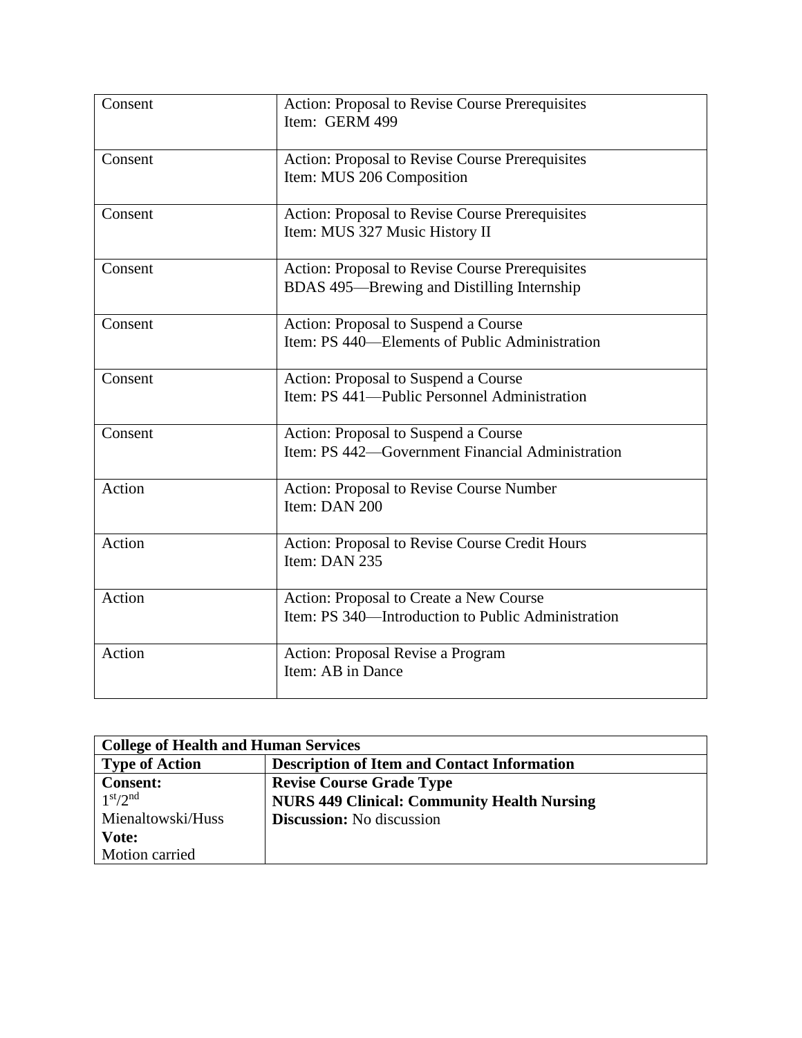| | |
|---|---|
| Consent | Action: Proposal to Revise Course Prerequisites<br>Item: GERM 499 |
| Consent | Action: Proposal to Revise Course Prerequisites<br>Item: MUS 206 Composition |
| Consent | Action: Proposal to Revise Course Prerequisites<br>Item: MUS 327 Music History II |
| Consent | Action: Proposal to Revise Course Prerequisites<br>BDAS 495—Brewing and Distilling Internship |
| Consent | Action: Proposal to Suspend a Course<br>Item: PS 440—Elements of Public Administration |
| Consent | Action: Proposal to Suspend a Course<br>Item: PS 441—Public Personnel Administration |
| Consent | Action: Proposal to Suspend a Course<br>Item: PS 442—Government Financial Administration |
| Action | Action: Proposal to Revise Course Number<br>Item: DAN 200 |
| Action | Action: Proposal to Revise Course Credit Hours<br>Item: DAN 235 |
| Action | Action: Proposal to Create a New Course<br>Item: PS 340—Introduction to Public Administration |
| Action | Action: Proposal Revise a Program<br>Item: AB in Dance |

| **College of Health and Human Services** | |
|---|---|
| **Type of Action** | **Description of Item and Contact Information** |
| **Consent:**<br>1st/2nd<br>Mienaltowski/Huss<br>**Vote:**<br>Motion carried | **Revise Course Grade Type**<br>**NURS 449 Clinical: Community Health Nursing**<br>**Discussion:** No discussion |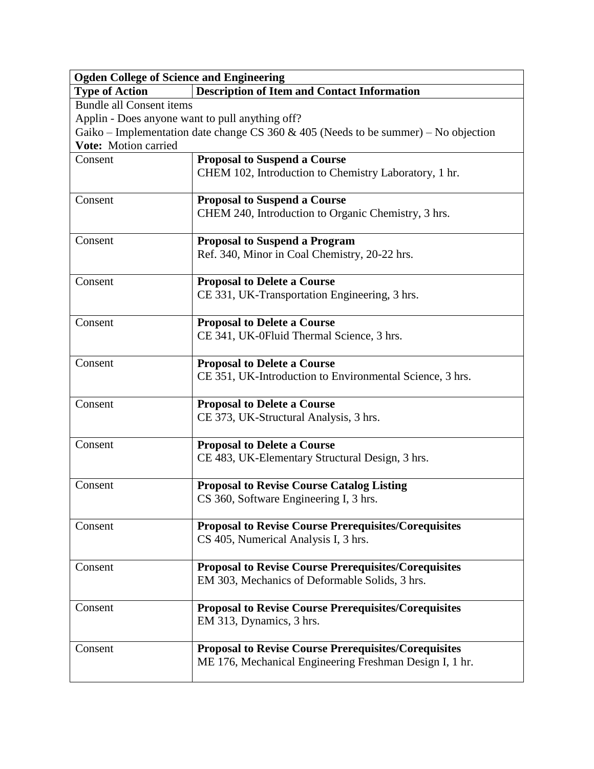| **Ogden College of Science and Engineering** | |
|---|---|
| **Type of Action** | **Description of Item and Contact Information** |
| Bundle all Consent items<br>Applin - Does anyone want to pull anything off?<br>Gaiko – Implementation date change CS 360 & 405 (Needs to be summer) – No objection<br>**Vote:** Motion carried | |
| Consent | **Proposal to Suspend a Course**<br>CHEM 102, Introduction to Chemistry Laboratory, 1 hr. |
| Consent | **Proposal to Suspend a Course**<br>CHEM 240, Introduction to Organic Chemistry, 3 hrs. |
| Consent | **Proposal to Suspend a Program**<br>Ref. 340, Minor in Coal Chemistry, 20-22 hrs. |
| Consent | **Proposal to Delete a Course**<br>CE 331, UK-Transportation Engineering, 3 hrs. |
| Consent | **Proposal to Delete a Course**<br>CE 341, UK-0Fluid Thermal Science, 3 hrs. |
| Consent | **Proposal to Delete a Course**<br>CE 351, UK-Introduction to Environmental Science, 3 hrs. |
| Consent | **Proposal to Delete a Course**<br>CE 373, UK-Structural Analysis, 3 hrs. |
| Consent | **Proposal to Delete a Course**<br>CE 483, UK-Elementary Structural Design, 3 hrs. |
| Consent | **Proposal to Revise Course Catalog Listing**<br>CS 360, Software Engineering I, 3 hrs. |
| Consent | **Proposal to Revise Course Prerequisites/Corequisites**<br>CS 405, Numerical Analysis I, 3 hrs. |
| Consent | **Proposal to Revise Course Prerequisites/Corequisites**<br>EM 303, Mechanics of Deformable Solids, 3 hrs. |
| Consent | **Proposal to Revise Course Prerequisites/Corequisites**<br>EM 313, Dynamics, 3 hrs. |
| Consent | **Proposal to Revise Course Prerequisites/Corequisites**<br>ME 176, Mechanical Engineering Freshman Design I, 1 hr. |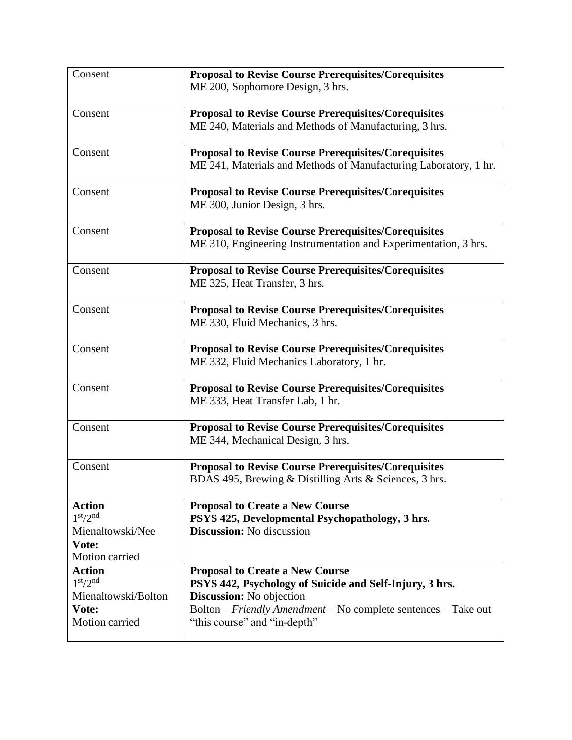| | |
|---|---|
| Consent | **Proposal to Revise Course Prerequisites/Corequisites**<br>ME 200, Sophomore Design, 3 hrs. |
| Consent | **Proposal to Revise Course Prerequisites/Corequisites**<br>ME 240, Materials and Methods of Manufacturing, 3 hrs. |
| Consent | **Proposal to Revise Course Prerequisites/Corequisites**<br>ME 241, Materials and Methods of Manufacturing Laboratory, 1 hr. |
| Consent | **Proposal to Revise Course Prerequisites/Corequisites**<br>ME 300, Junior Design, 3 hrs. |
| Consent | **Proposal to Revise Course Prerequisites/Corequisites**<br>ME 310, Engineering Instrumentation and Experimentation, 3 hrs. |
| Consent | **Proposal to Revise Course Prerequisites/Corequisites**<br>ME 325, Heat Transfer, 3 hrs. |
| Consent | **Proposal to Revise Course Prerequisites/Corequisites**<br>ME 330, Fluid Mechanics, 3 hrs. |
| Consent | **Proposal to Revise Course Prerequisites/Corequisites**<br>ME 332, Fluid Mechanics Laboratory, 1 hr. |
| Consent | **Proposal to Revise Course Prerequisites/Corequisites**<br>ME 333, Heat Transfer Lab, 1 hr. |
| Consent | **Proposal to Revise Course Prerequisites/Corequisites**<br>ME 344, Mechanical Design, 3 hrs. |
| Consent | **Proposal to Revise Course Prerequisites/Corequisites**<br>BDAS 495, Brewing & Distilling Arts & Sciences, 3 hrs. |
| **Action**<br>1st/2nd<br>Mienaltowski/Nee<br>**Vote:**<br>Motion carried | **Proposal to Create a New Course**<br>**PSYS 425, Developmental Psychopathology, 3 hrs.**<br>**Discussion:** No discussion |
| **Action**<br>1st/2nd<br>Mienaltowski/Bolton<br>**Vote:**<br>Motion carried | **Proposal to Create a New Course**<br>**PSYS 442, Psychology of Suicide and Self-Injury, 3 hrs.**<br>**Discussion:** No objection<br>Bolton – *Friendly Amendment* – No complete sentences – Take out "this course" and "in-depth" |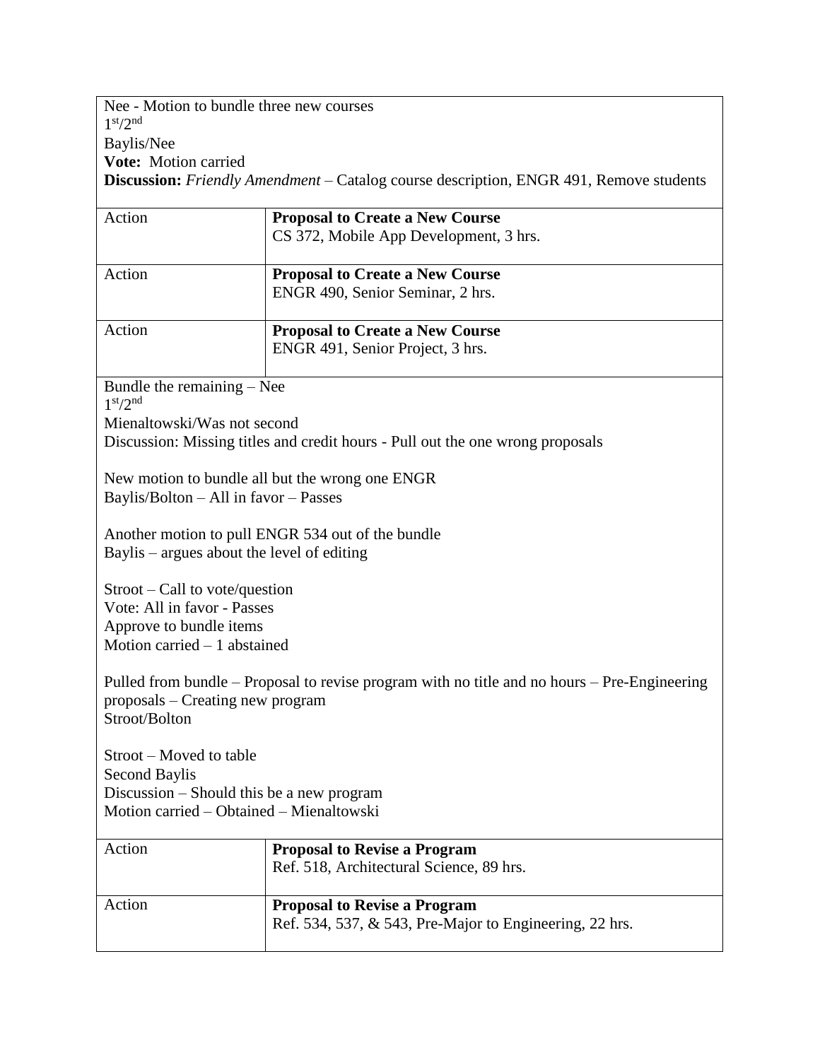| Nee - Motion to bundle three new courses<br>1st/2nd<br>Baylis/Nee<br>**Vote:** Motion carried<br>**Discussion:** *Friendly Amendment* – Catalog course description, ENGR 491, Remove students | |
|---|---|
| Action | **Proposal to Create a New Course**<br>CS 372, Mobile App Development, 3 hrs. |
| Action | **Proposal to Create a New Course**<br>ENGR 490, Senior Seminar, 2 hrs. |
| Action | **Proposal to Create a New Course**<br>ENGR 491, Senior Project, 3 hrs. |
| Bundle the remaining – Nee<br>1st/2nd<br>Mienaltowski/Was not second<br>Discussion: Missing titles and credit hours - Pull out the one wrong proposals<br><br>New motion to bundle all but the wrong one ENGR<br>Baylis/Bolton – All in favor – Passes<br><br>Another motion to pull ENGR 534 out of the bundle<br>Baylis – argues about the level of editing<br><br>Stroot – Call to vote/question<br>Vote: All in favor - Passes<br>Approve to bundle items<br>Motion carried – 1 abstained<br><br>Pulled from bundle – Proposal to revise program with no title and no hours – Pre-Engineering proposals – Creating new program<br>Stroot/Bolton<br><br>Stroot – Moved to table<br>Second Baylis<br>Discussion – Should this be a new program<br>Motion carried – Obtained – Mienaltowski | |
| Action | **Proposal to Revise a Program**<br>Ref. 518, Architectural Science, 89 hrs. |
| Action | **Proposal to Revise a Program**<br>Ref. 534, 537, & 543, Pre-Major to Engineering, 22 hrs. |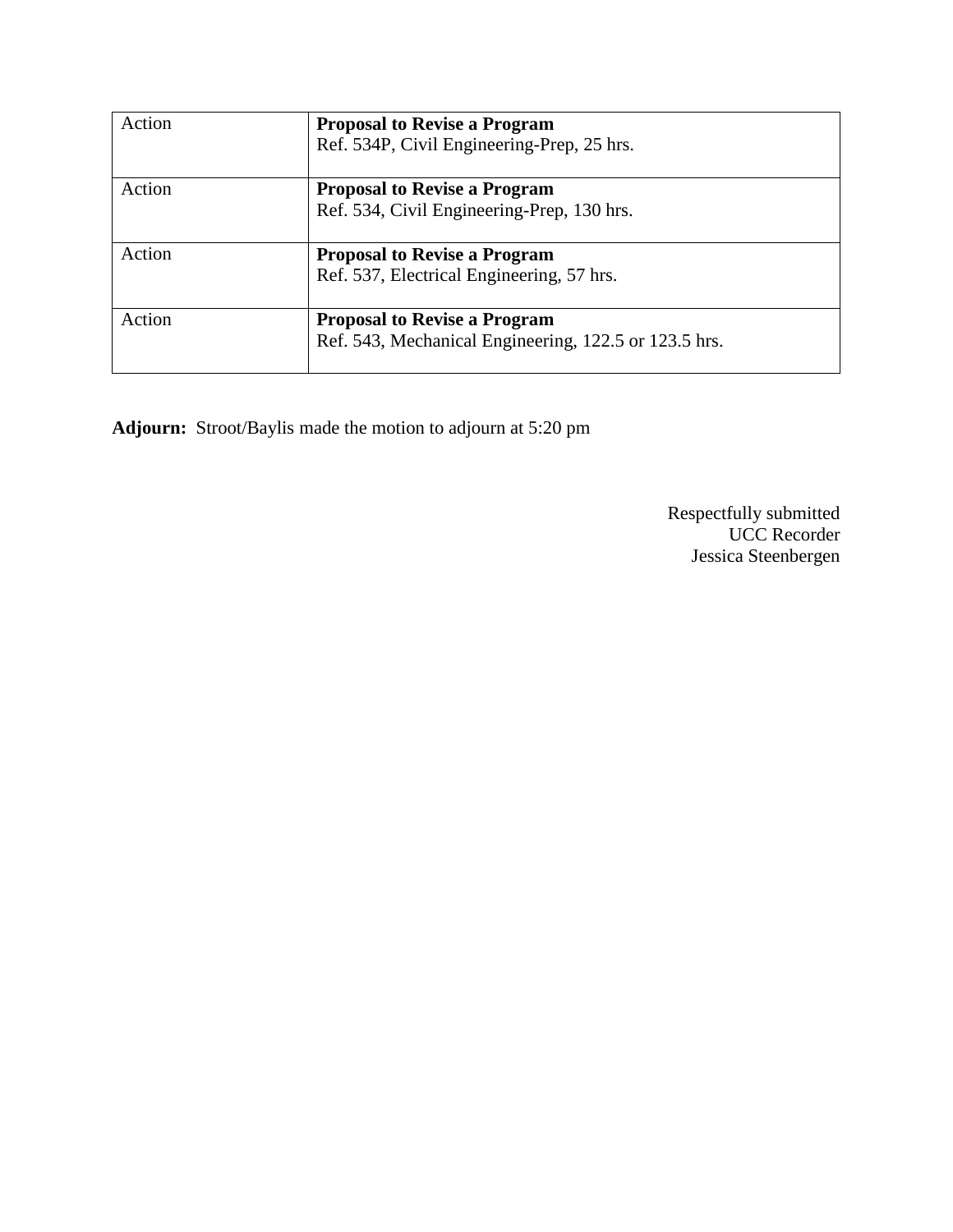| | |
|---|---|
| Action | **Proposal to Revise a Program**<br>Ref. 534P, Civil Engineering-Prep, 25 hrs. |
| Action | **Proposal to Revise a Program**<br>Ref. 534, Civil Engineering-Prep, 130 hrs. |
| Action | **Proposal to Revise a Program**<br>Ref. 537, Electrical Engineering, 57 hrs. |
| Action | **Proposal to Revise a Program**<br>Ref. 543, Mechanical Engineering, 122.5 or 123.5 hrs. |

**Adjourn:** Stroot/Baylis made the motion to adjourn at 5:20 pm

Respectfully submitted
UCC Recorder
Jessica Steenbergen